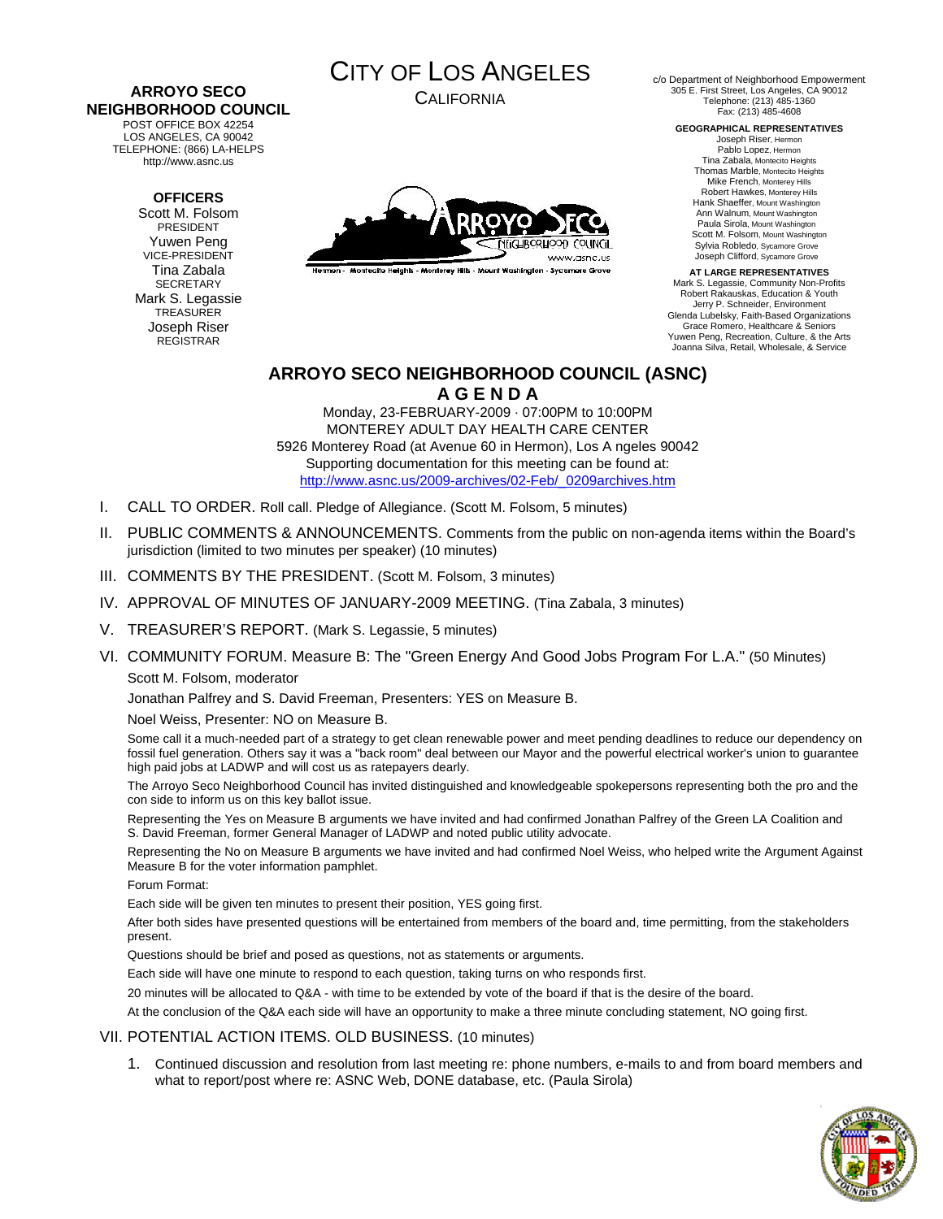**ARROYO SECO NEIGHBORHOOD COUNCIL**
POST OFFICE BOX 42254
LOS ANGELES, CA 90042
TELEPHONE: (866) LA-HELPS
http://www.asnc.us

**OFFICERS**
Scott M. Folsom
PRESIDENT
Yuwen Peng
VICE-PRESIDENT
Tina Zabala
SECRETARY
Mark S. Legassie
TREASURER
Joseph Riser
REGISTRAR

# CITY OF LOS ANGELES
CALIFORNIA

c/o Department of Neighborhood Empowerment
305 E. First Street, Los Angeles, CA 90012
Telephone: (213) 485-1360
Fax: (213) 485-4608

**GEOGRAPHICAL REPRESENTATIVES**
Joseph Riser, Hermon
Pablo Lopez, Hermon
Tina Zabala, Montecito Heights
Thomas Marble, Montecito Heights
Mike French, Monterey Hills
Robert Hawkes, Monterey Hills
Hank Shaeffer, Mount Washington
Ann Walnum, Mount Washington
Paula Sirola, Mount Washington
Scott M. Folsom, Mount Washington
Sylvia Robledo, Sycamore Grove
Joseph Clifford, Sycamore Grove

**AT LARGE REPRESENTATIVES**
Mark S. Legassie, Community Non-Profits
Robert Rakauskas, Education & Youth
Jerry P. Schneider, Environment
Glenda Lubelsky, Faith-Based Organizations
Grace Romero, Healthcare & Seniors
Yuwen Peng, Recreation, Culture, & the Arts
Joanna Silva, Retail, Wholesale, & Service

ARROYO SECO NEIGHBORHOOD COUNCIL
www.asnc.us
Hermon - Montecito Heights - Monterey Hills - Mount Washington - Sycamore Grove

## ARROYO SECO NEIGHBORHOOD COUNCIL (ASNC)
## A G E N D A

Monday, 23-FEBRUARY-2009 · 07:00PM to 10:00PM
MONTEREY ADULT DAY HEALTH CARE CENTER
5926 Monterey Road (at Avenue 60 in Hermon), Los A ngeles 90042
Supporting documentation for this meeting can be found at:
http://www.asnc.us/2009-archives/02-Feb/_0209archives.htm

I. CALL TO ORDER. Roll call. Pledge of Allegiance. (Scott M. Folsom, 5 minutes)

II. PUBLIC COMMENTS & ANNOUNCEMENTS. Comments from the public on non-agenda items within the Board's jurisdiction (limited to two minutes per speaker) (10 minutes)

III. COMMENTS BY THE PRESIDENT. (Scott M. Folsom, 3 minutes)

IV. APPROVAL OF MINUTES OF JANUARY-2009 MEETING. (Tina Zabala, 3 minutes)

V. TREASURER'S REPORT. (Mark S. Legassie, 5 minutes)

VI. COMMUNITY FORUM. Measure B: The "Green Energy And Good Jobs Program For L.A." (50 Minutes)

Scott M. Folsom, moderator

Jonathan Palfrey and S. David Freeman, Presenters: YES on Measure B.

Noel Weiss, Presenter: NO on Measure B.

Some call it a much-needed part of a strategy to get clean renewable power and meet pending deadlines to reduce our dependency on fossil fuel generation. Others say it was a "back room" deal between our Mayor and the powerful electrical worker's union to guarantee high paid jobs at LADWP and will cost us as ratepayers dearly.

The Arroyo Seco Neighborhood Council has invited distinguished and knowledgeable spokepersons representing both the pro and the con side to inform us on this key ballot issue.

Representing the Yes on Measure B arguments we have invited and had confirmed Jonathan Palfrey of the Green LA Coalition and S. David Freeman, former General Manager of LADWP and noted public utility advocate.

Representing the No on Measure B arguments we have invited and had confirmed Noel Weiss, who helped write the Argument Against Measure B for the voter information pamphlet.

Forum Format:

Each side will be given ten minutes to present their position, YES going first.

After both sides have presented questions will be entertained from members of the board and, time permitting, from the stakeholders present.

Questions should be brief and posed as questions, not as statements or arguments.

Each side will have one minute to respond to each question, taking turns on who responds first.

20 minutes will be allocated to Q&A - with time to be extended by vote of the board if that is the desire of the board.

At the conclusion of the Q&A each side will have an opportunity to make a three minute concluding statement, NO going first.

VII. POTENTIAL ACTION ITEMS. OLD BUSINESS. (10 minutes)

1. Continued discussion and resolution from last meeting re: phone numbers, e-mails to and from board members and what to report/post where re: ASNC Web, DONE database, etc. (Paula Sirola)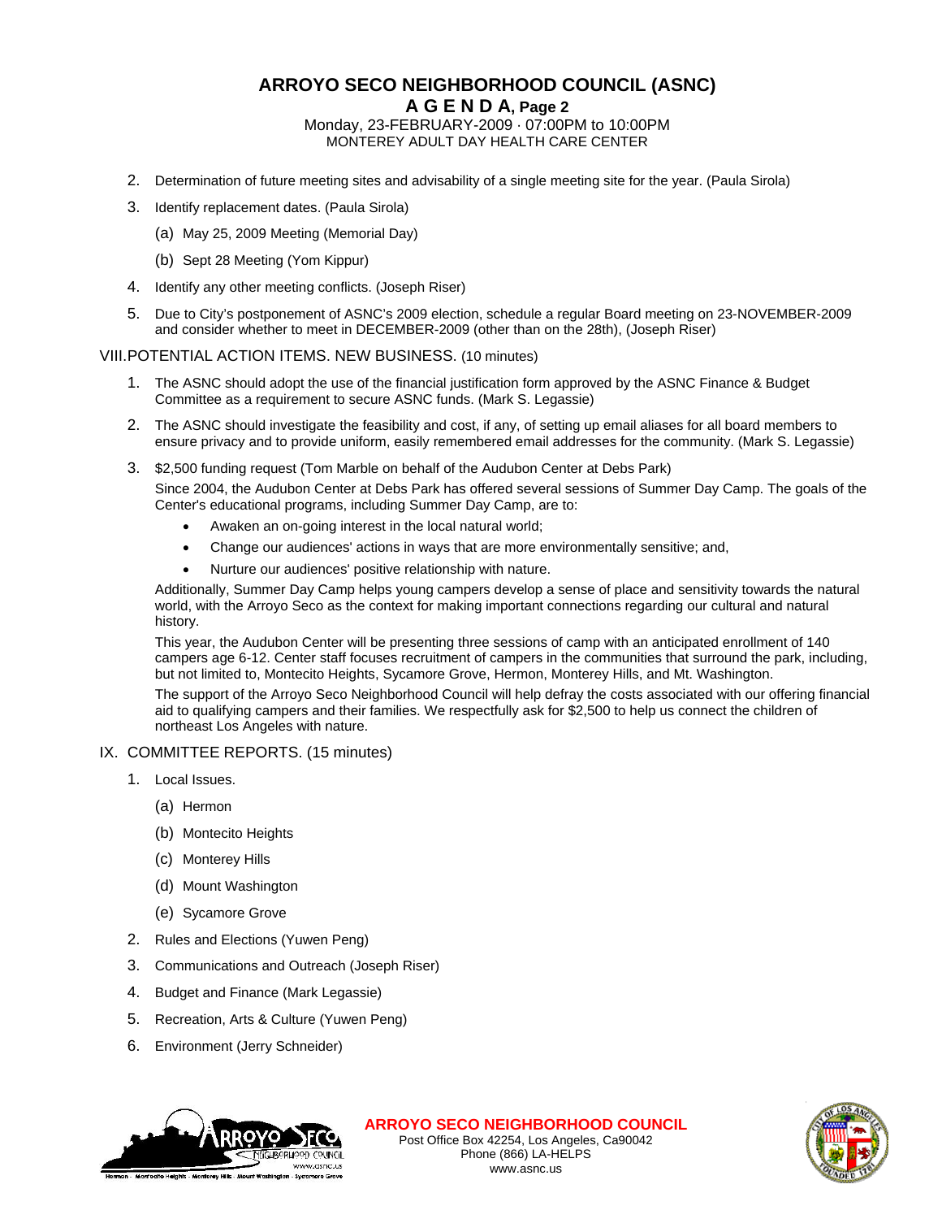2. Determination of future meeting sites and advisability of a single meeting site for the year. (Paula Sirola)
3. Identify replacement dates. (Paula Sirola)
   (a) May 25, 2009 Meeting (Memorial Day)
   (b) Sept 28 Meeting (Yom Kippur)
4. Identify any other meeting conflicts. (Joseph Riser)
5. Due to City's postponement of ASNC's 2009 election, schedule a regular Board meeting on 23-NOVEMBER-2009 and consider whether to meet in DECEMBER-2009 (other than on the 28th), (Joseph Riser)

VIII. POTENTIAL ACTION ITEMS. NEW BUSINESS. (10 minutes)

1. The ASNC should adopt the use of the financial justification form approved by the ASNC Finance & Budget Committee as a requirement to secure ASNC funds. (Mark S. Legassie)
2. The ASNC should investigate the feasibility and cost, if any, of setting up email aliases for all board members to ensure privacy and to provide uniform, easily remembered email addresses for the community. (Mark S. Legassie)
3. $2,500 funding request (Tom Marble on behalf of the Audubon Center at Debs Park)

   Since 2004, the Audubon Center at Debs Park has offered several sessions of Summer Day Camp. The goals of the Center's educational programs, including Summer Day Camp, are to:

   - Awaken an on-going interest in the local natural world;
   - Change our audiences' actions in ways that are more environmentally sensitive; and,
   - Nurture our audiences' positive relationship with nature.

   Additionally, Summer Day Camp helps young campers develop a sense of place and sensitivity towards the natural world, with the Arroyo Seco as the context for making important connections regarding our cultural and natural history.

   This year, the Audubon Center will be presenting three sessions of camp with an anticipated enrollment of 140 campers age 6-12. Center staff focuses recruitment of campers in the communities that surround the park, including, but not limited to, Montecito Heights, Sycamore Grove, Hermon, Monterey Hills, and Mt. Washington.

   The support of the Arroyo Seco Neighborhood Council will help defray the costs associated with our offering financial aid to qualifying campers and their families. We respectfully ask for $2,500 to help us connect the children of northeast Los Angeles with nature.

IX. COMMITTEE REPORTS. (15 minutes)

1. Local Issues.
   (a) Hermon
   (b) Montecito Heights
   (c) Monterey Hills
   (d) Mount Washington
   (e) Sycamore Grove
2. Rules and Elections (Yuwen Peng)
3. Communications and Outreach (Joseph Riser)
4. Budget and Finance (Mark Legassie)
5. Recreation, Arts & Culture (Yuwen Peng)
6. Environment (Jerry Schneider)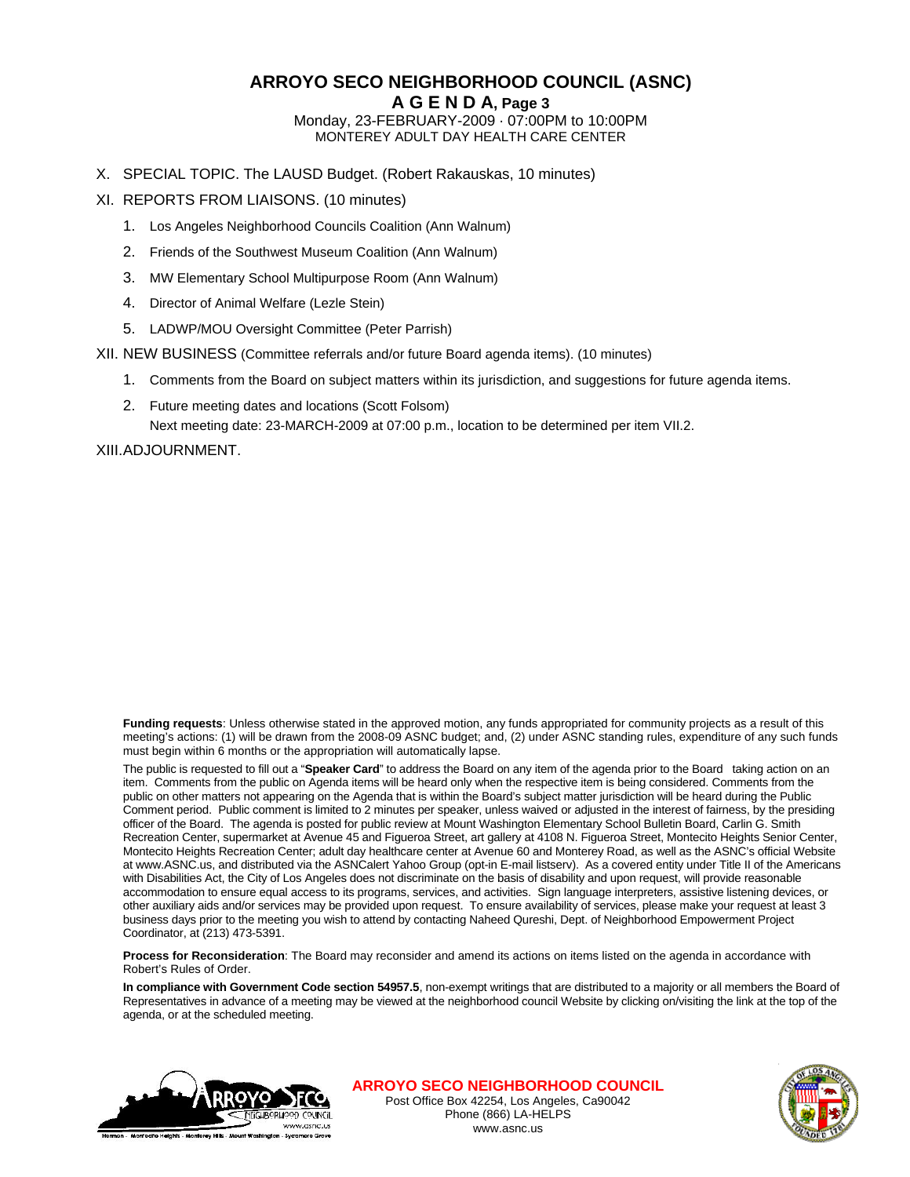# ARROYO SECO NEIGHBORHOOD COUNCIL (ASNC)

**A G E N D A, Page 3**

Monday, 23-FEBRUARY-2009 · 07:00PM to 10:00PM
MONTEREY ADULT DAY HEALTH CARE CENTER

X. SPECIAL TOPIC. The LAUSD Budget. (Robert Rakauskas, 10 minutes)

XI. REPORTS FROM LIAISONS. (10 minutes)

1. Los Angeles Neighborhood Councils Coalition (Ann Walnum)
2. Friends of the Southwest Museum Coalition (Ann Walnum)
3. MW Elementary School Multipurpose Room (Ann Walnum)
4. Director of Animal Welfare (Lezle Stein)
5. LADWP/MOU Oversight Committee (Peter Parrish)

XII. NEW BUSINESS (Committee referrals and/or future Board agenda items). (10 minutes)

1. Comments from the Board on subject matters within its jurisdiction, and suggestions for future agenda items.
2. Future meeting dates and locations (Scott Folsom)
   Next meeting date: 23-MARCH-2009 at 07:00 p.m., location to be determined per item VII.2.

XIII. ADJOURNMENT.

**Funding requests**: Unless otherwise stated in the approved motion, any funds appropriated for community projects as a result of this meeting's actions: (1) will be drawn from the 2008-09 ASNC budget; and, (2) under ASNC standing rules, expenditure of any such funds must begin within 6 months or the appropriation will automatically lapse.

The public is requested to fill out a "**Speaker Card**" to address the Board on any item of the agenda prior to the Board taking action on an item. Comments from the public on Agenda items will be heard only when the respective item is being considered. Comments from the public on other matters not appearing on the Agenda that is within the Board's subject matter jurisdiction will be heard during the Public Comment period. Public comment is limited to 2 minutes per speaker, unless waived or adjusted in the interest of fairness, by the presiding officer of the Board. The agenda is posted for public review at Mount Washington Elementary School Bulletin Board, Carlin G. Smith Recreation Center, supermarket at Avenue 45 and Figueroa Street, art gallery at 4108 N. Figueroa Street, Montecito Heights Senior Center, Montecito Heights Recreation Center; adult day healthcare center at Avenue 60 and Monterey Road, as well as the ASNC's official Website at www.ASNC.us, and distributed via the ASNCalert Yahoo Group (opt-in E-mail listserv). As a covered entity under Title II of the Americans with Disabilities Act, the City of Los Angeles does not discriminate on the basis of disability and upon request, will provide reasonable accommodation to ensure equal access to its programs, services, and activities. Sign language interpreters, assistive listening devices, or other auxiliary aids and/or services may be provided upon request. To ensure availability of services, please make your request at least 3 business days prior to the meeting you wish to attend by contacting Naheed Qureshi, Dept. of Neighborhood Empowerment Project Coordinator, at (213) 473-5391.

**Process for Reconsideration**: The Board may reconsider and amend its actions on items listed on the agenda in accordance with Robert's Rules of Order.

**In compliance with Government Code section 54957.5**, non-exempt writings that are distributed to a majority or all members the Board of Representatives in advance of a meeting may be viewed at the neighborhood council Website by clicking on/visiting the link at the top of the agenda, or at the scheduled meeting.

**ARROYO SECO NEIGHBORHOOD COUNCIL**
Post Office Box 42254, Los Angeles, Ca90042
Phone (866) LA-HELPS
www.asnc.us